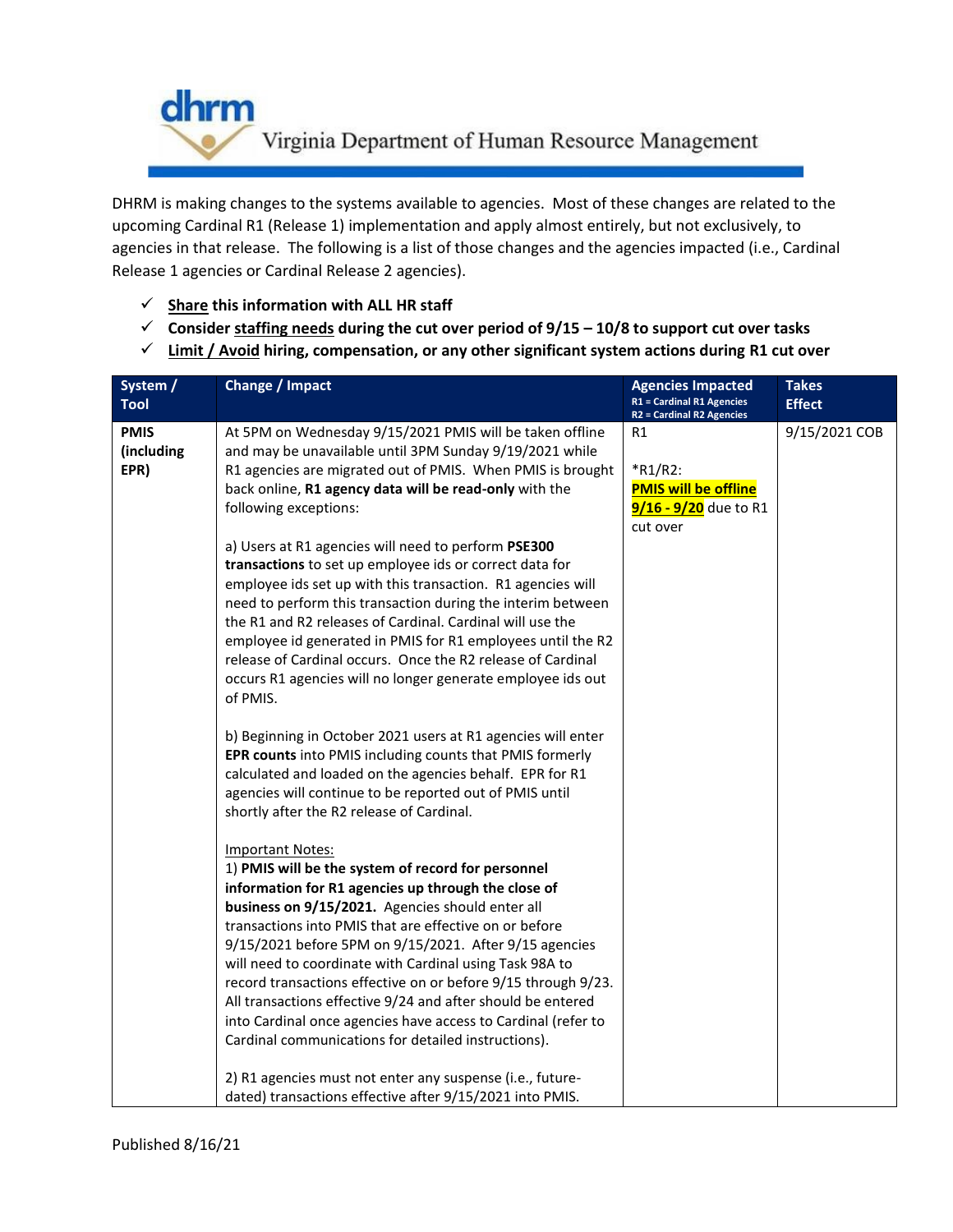# dhrm Virginia Department of Human Resource Management

DHRM is making changes to the systems available to agencies. Most of these changes are related to the upcoming Cardinal R1 (Release 1) implementation and apply almost entirely, but not exclusively, to agencies in that release. The following is a list of those changes and the agencies impacted (i.e., Cardinal Release 1 agencies or Cardinal Release 2 agencies).

- ✓ **Share this information with ALL HR staff**
- ✓ **Consider staffing needs during the cut over period of 9/15 – 10/8 to support cut over tasks**
- ✓ **Limit / Avoid hiring, compensation, or any other significant system actions during R1 cut over**

| System / Tool | Change / Impact | Agencies Impacted<br>R1 = Cardinal R1 Agencies<br>R2 = Cardinal R2 Agencies | Takes Effect |
| --- | --- | --- | --- |
| **PMIS (including EPR)** | At 5PM on Wednesday 9/15/2021 PMIS will be taken offline and may be unavailable until 3PM Sunday 9/19/2021 while R1 agencies are migrated out of PMIS. When PMIS is brought back online, **R1 agency data will be read-only** with the following exceptions:<br><br>a) Users at R1 agencies will need to perform **PSE300 transactions** to set up employee ids or correct data for employee ids set up with this transaction. R1 agencies will need to perform this transaction during the interim between the R1 and R2 releases of Cardinal. Cardinal will use the employee id generated in PMIS for R1 employees until the R2 release of Cardinal occurs. Once the R2 release of Cardinal occurs R1 agencies will no longer generate employee ids out of PMIS.<br><br>b) Beginning in October 2021 users at R1 agencies will enter **EPR counts** into PMIS including counts that PMIS formerly calculated and loaded on the agencies behalf. EPR for R1 agencies will continue to be reported out of PMIS until shortly after the R2 release of Cardinal.<br><br>Important Notes:<br>1) **PMIS will be the system of record for personnel information for R1 agencies up through the close of business on 9/15/2021.** Agencies should enter all transactions into PMIS that are effective on or before 9/15/2021 before 5PM on 9/15/2021. After 9/15 agencies will need to coordinate with Cardinal using Task 98A to record transactions effective on or before 9/15 through 9/23. All transactions effective 9/24 and after should be entered into Cardinal once agencies have access to Cardinal (refer to Cardinal communications for detailed instructions).<br><br>2) R1 agencies must not enter any suspense (i.e., future-dated) transactions effective after 9/15/2021 into PMIS. | R1<br><br>*R1/R2:<br>**PMIS will be offline 9/16 - 9/20** due to R1 cut over | 9/15/2021 COB |

Published 8/16/21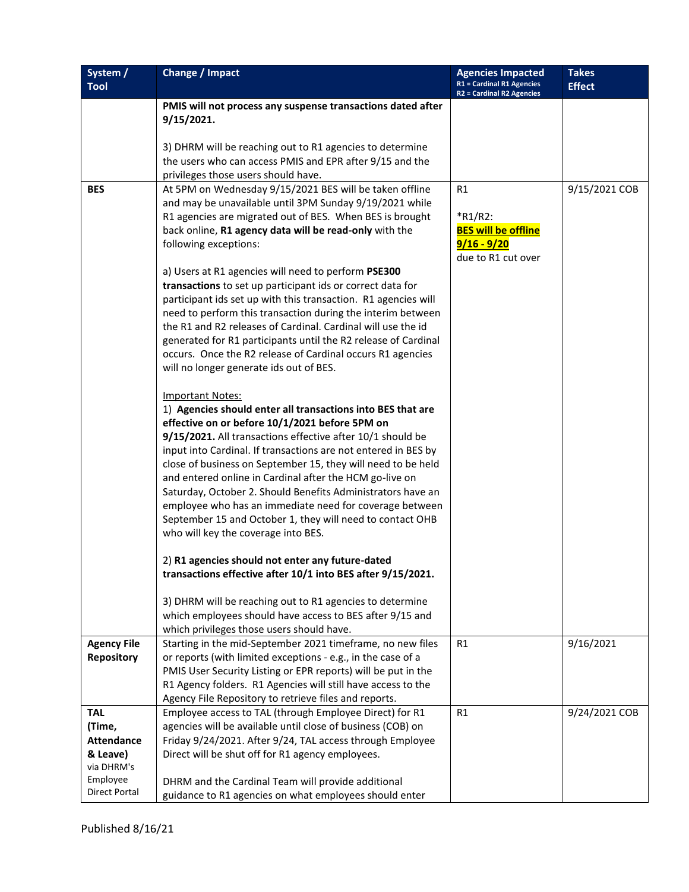| System / Tool | Change / Impact | Agencies Impacted<br>R1 = Cardinal R1 Agencies<br>R2 = Cardinal R2 Agencies | Takes Effect |
|---|---|---|---|
| | **PMIS will not process any suspense transactions dated after 9/15/2021.**<br><br>3) DHRM will be reaching out to R1 agencies to determine the users who can access PMIS and EPR after 9/15 and the privileges those users should have. | | |
| **BES** | At 5PM on Wednesday 9/15/2021 BES will be taken offline and may be unavailable until 3PM Sunday 9/19/2021 while R1 agencies are migrated out of BES. When BES is brought back online, **R1 agency data will be read-only** with the following exceptions:<br><br>a) Users at R1 agencies will need to perform **PSE300 transactions** to set up participant ids or correct data for participant ids set up with this transaction. R1 agencies will need to perform this transaction during the interim between the R1 and R2 releases of Cardinal. Cardinal will use the id generated for R1 participants until the R2 release of Cardinal occurs. Once the R2 release of Cardinal occurs R1 agencies will no longer generate ids out of BES.<br><br>Important Notes:<br>1) **Agencies should enter all transactions into BES that are effective on or before 10/1/2021 before 5PM on 9/15/2021.** All transactions effective after 10/1 should be input into Cardinal. If transactions are not entered in BES by close of business on September 15, they will need to be held and entered online in Cardinal after the HCM go-live on Saturday, October 2. Should Benefits Administrators have an employee who has an immediate need for coverage between September 15 and October 1, they will need to contact OHB who will key the coverage into BES.<br><br>2) **R1 agencies should not enter any future-dated transactions effective after 10/1 into BES after 9/15/2021.**<br><br>3) DHRM will be reaching out to R1 agencies to determine which employees should have access to BES after 9/15 and which privileges those users should have. | R1<br><br>*R1/R2:<br>**BES will be offline 9/16 - 9/20**<br>due to R1 cut over | 9/15/2021 COB |
| **Agency File Repository** | Starting in the mid-September 2021 timeframe, no new files or reports (with limited exceptions - e.g., in the case of a PMIS User Security Listing or EPR reports) will be put in the R1 Agency folders. R1 Agencies will still have access to the Agency File Repository to retrieve files and reports. | R1 | 9/16/2021 |
| **TAL (Time, Attendance & Leave)** via DHRM's Employee Direct Portal | Employee access to TAL (through Employee Direct) for R1 agencies will be available until close of business (COB) on Friday 9/24/2021. After 9/24, TAL access through Employee Direct will be shut off for R1 agency employees.<br><br>DHRM and the Cardinal Team will provide additional guidance to R1 agencies on what employees should enter | R1 | 9/24/2021 COB |

Published 8/16/21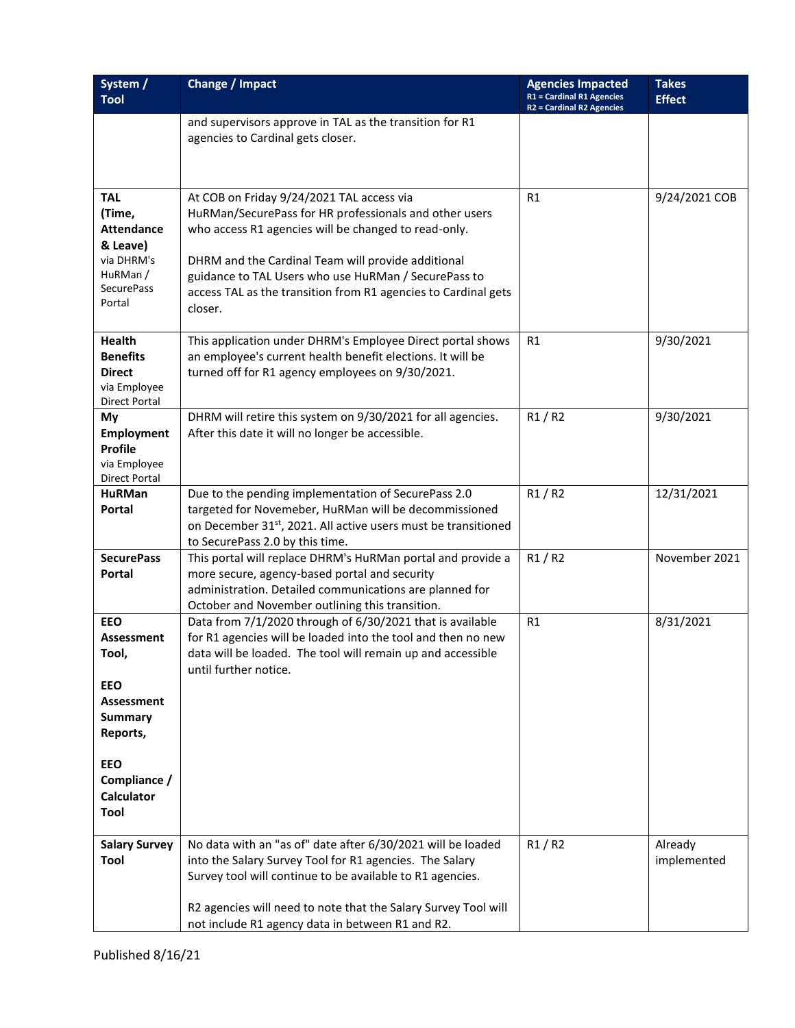| System / Tool | Change / Impact | Agencies Impacted<br>R1 = Cardinal R1 Agencies<br>R2 = Cardinal R2 Agencies | Takes Effect |
|---|---|---|---|
| | and supervisors approve in TAL as the transition for R1 agencies to Cardinal gets closer. | | |
| **TAL (Time, Attendance & Leave)** via DHRM's HuRMan / SecurePass Portal | At COB on Friday 9/24/2021 TAL access via HuRMan/SecurePass for HR professionals and other users who access R1 agencies will be changed to read-only.<br><br>DHRM and the Cardinal Team will provide additional guidance to TAL Users who use HuRMan / SecurePass to access TAL as the transition from R1 agencies to Cardinal gets closer. | R1 | 9/24/2021 COB |
| **Health Benefits Direct** via Employee Direct Portal | This application under DHRM's Employee Direct portal shows an employee's current health benefit elections. It will be turned off for R1 agency employees on 9/30/2021. | R1 | 9/30/2021 |
| **My Employment Profile** via Employee Direct Portal | DHRM will retire this system on 9/30/2021 for all agencies. After this date it will no longer be accessible. | R1 / R2 | 9/30/2021 |
| **HuRMan Portal** | Due to the pending implementation of SecurePass 2.0 targeted for Novemeber, HuRMan will be decommissioned on December 31st, 2021. All active users must be transitioned to SecurePass 2.0 by this time. | R1 / R2 | 12/31/2021 |
| **SecurePass Portal** | This portal will replace DHRM's HuRMan portal and provide a more secure, agency-based portal and security administration. Detailed communications are planned for October and November outlining this transition. | R1 / R2 | November 2021 |
| **EEO Assessment Tool,**<br><br>**EEO Assessment Summary Reports,**<br><br>**EEO Compliance / Calculator Tool** | Data from 7/1/2020 through 6/30/2021 that is available for R1 agencies will be loaded into the tool and then no new data will be loaded. The tool will remain up and accessible until further notice. | R1 | 8/31/2021 |
| **Salary Survey Tool** | No data with an "as of" date after 6/30/2021 will be loaded into the Salary Survey Tool for R1 agencies. The Salary Survey tool will continue to be available to R1 agencies.<br><br>R2 agencies will need to note that the Salary Survey Tool will not include R1 agency data in between R1 and R2. | R1 / R2 | Already implemented |

Published 8/16/21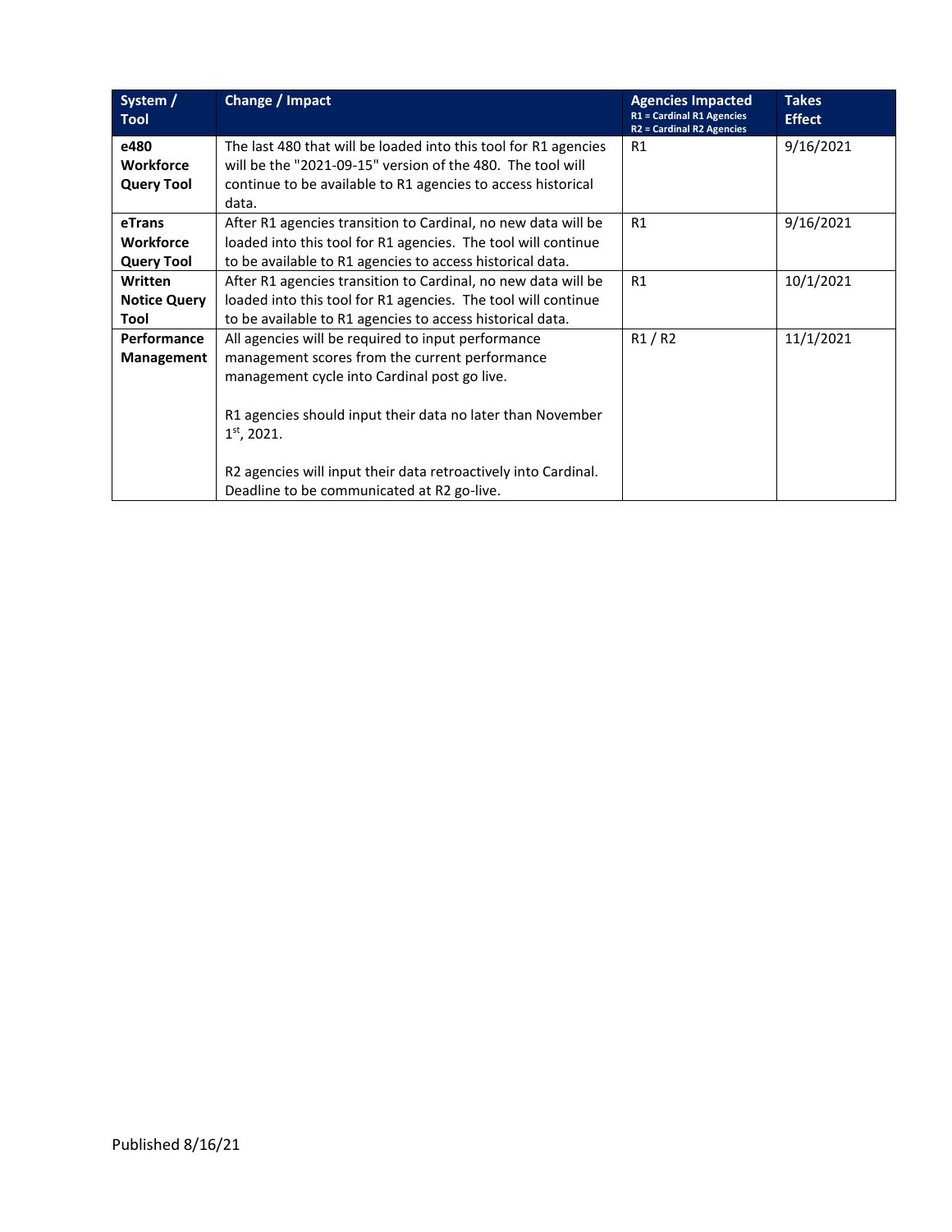| System / Tool | Change / Impact | Agencies Impacted R1 = Cardinal R1 Agencies R2 = Cardinal R2 Agencies | Takes Effect |
|---|---|---|---|
| **e480 Workforce Query Tool** | The last 480 that will be loaded into this tool for R1 agencies will be the "2021-09-15" version of the 480. The tool will continue to be available to R1 agencies to access historical data. | R1 | 9/16/2021 |
| **eTrans Workforce Query Tool** | After R1 agencies transition to Cardinal, no new data will be loaded into this tool for R1 agencies. The tool will continue to be available to R1 agencies to access historical data. | R1 | 9/16/2021 |
| **Written Notice Query Tool** | After R1 agencies transition to Cardinal, no new data will be loaded into this tool for R1 agencies. The tool will continue to be available to R1 agencies to access historical data. | R1 | 10/1/2021 |
| **Performance Management** | All agencies will be required to input performance management scores from the current performance management cycle into Cardinal post go live.<br><br>R1 agencies should input their data no later than November 1st, 2021.<br><br>R2 agencies will input their data retroactively into Cardinal. Deadline to be communicated at R2 go-live. | R1 / R2 | 11/1/2021 |

Published 8/16/21